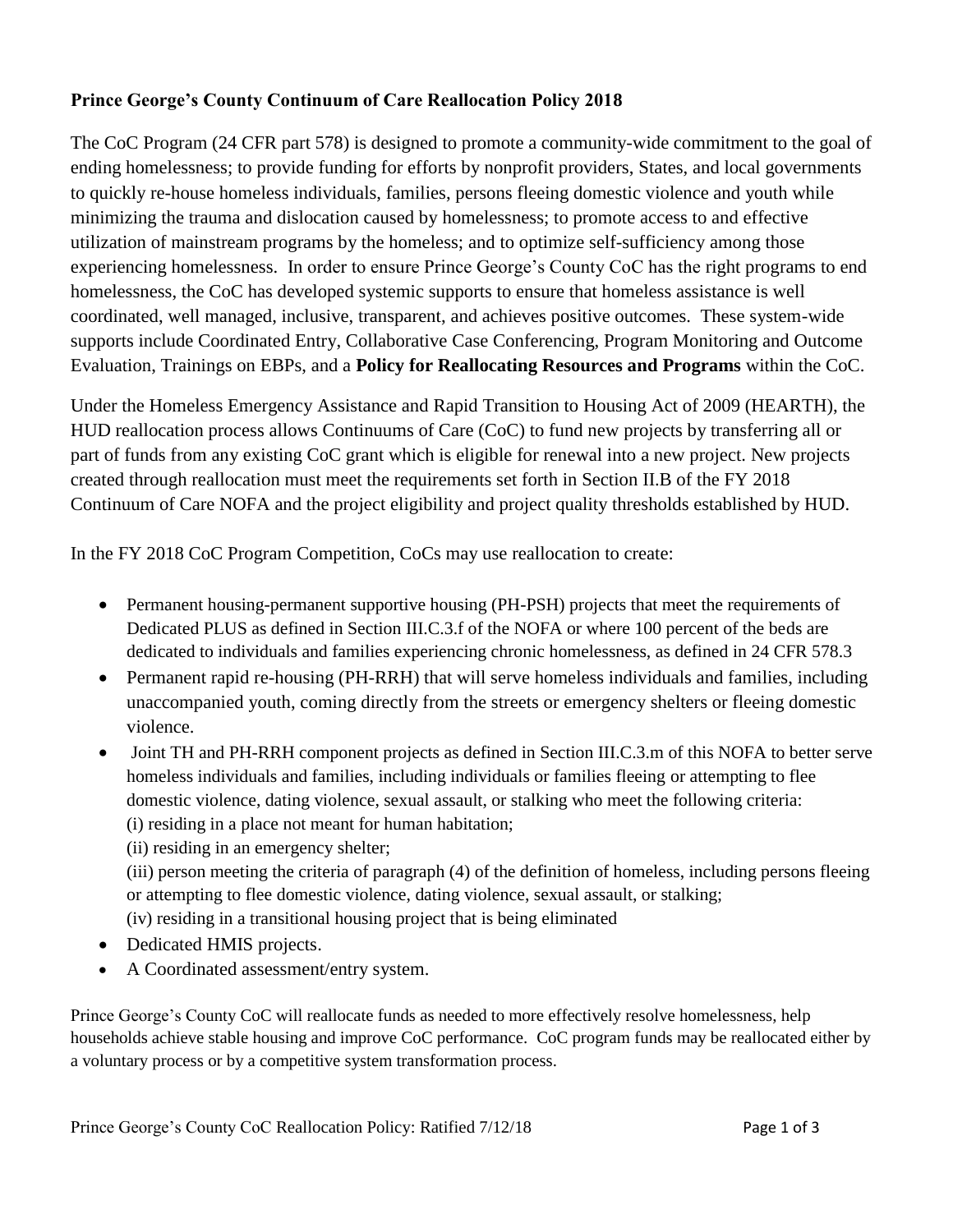**Prince George's County Continuum of Care Reallocation Policy 2018**

The CoC Program (24 CFR part 578) is designed to promote a community-wide commitment to the goal of ending homelessness; to provide funding for efforts by nonprofit providers, States, and local governments to quickly re-house homeless individuals, families, persons fleeing domestic violence and youth while minimizing the trauma and dislocation caused by homelessness; to promote access to and effective utilization of mainstream programs by the homeless; and to optimize self-sufficiency among those experiencing homelessness. In order to ensure Prince George's County CoC has the right programs to end homelessness, the CoC has developed systemic supports to ensure that homeless assistance is well coordinated, well managed, inclusive, transparent, and achieves positive outcomes. These system-wide supports include Coordinated Entry, Collaborative Case Conferencing, Program Monitoring and Outcome Evaluation, Trainings on EBPs, and a **Policy for Reallocating Resources and Programs** within the CoC.

Under the Homeless Emergency Assistance and Rapid Transition to Housing Act of 2009 (HEARTH), the HUD reallocation process allows Continuums of Care (CoC) to fund new projects by transferring all or part of funds from any existing CoC grant which is eligible for renewal into a new project. New projects created through reallocation must meet the requirements set forth in Section II.B of the FY 2018 Continuum of Care NOFA and the project eligibility and project quality thresholds established by HUD.

In the FY 2018 CoC Program Competition, CoCs may use reallocation to create:

- Permanent housing-permanent supportive housing (PH-PSH) projects that meet the requirements of Dedicated PLUS as defined in Section III.C.3.f of the NOFA or where 100 percent of the beds are dedicated to individuals and families experiencing chronic homelessness, as defined in 24 CFR 578.3
- Permanent rapid re-housing (PH-RRH) that will serve homeless individuals and families, including unaccompanied youth, coming directly from the streets or emergency shelters or fleeing domestic violence.
- Joint TH and PH-RRH component projects as defined in Section III.C.3.m of this NOFA to better serve homeless individuals and families, including individuals or families fleeing or attempting to flee domestic violence, dating violence, sexual assault, or stalking who meet the following criteria:
  (i) residing in a place not meant for human habitation;
  (ii) residing in an emergency shelter;
  (iii) person meeting the criteria of paragraph (4) of the definition of homeless, including persons fleeing or attempting to flee domestic violence, dating violence, sexual assault, or stalking;
  (iv) residing in a transitional housing project that is being eliminated
- Dedicated HMIS projects.
- A Coordinated assessment/entry system.

Prince George's County CoC will reallocate funds as needed to more effectively resolve homelessness, help households achieve stable housing and improve CoC performance. CoC program funds may be reallocated either by a voluntary process or by a competitive system transformation process.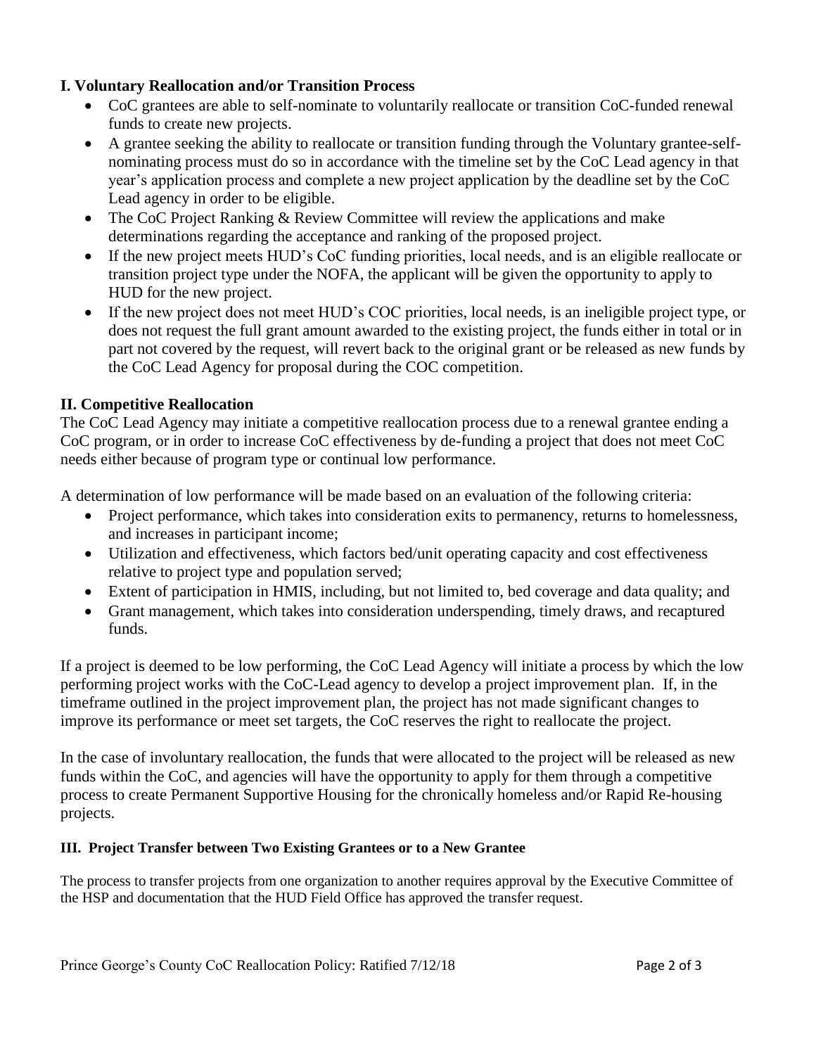## I. Voluntary Reallocation and/or Transition Process

- CoC grantees are able to self-nominate to voluntarily reallocate or transition CoC-funded renewal funds to create new projects.
- A grantee seeking the ability to reallocate or transition funding through the Voluntary grantee-self-nominating process must do so in accordance with the timeline set by the CoC Lead agency in that year's application process and complete a new project application by the deadline set by the CoC Lead agency in order to be eligible.
- The CoC Project Ranking & Review Committee will review the applications and make determinations regarding the acceptance and ranking of the proposed project.
- If the new project meets HUD's CoC funding priorities, local needs, and is an eligible reallocate or transition project type under the NOFA, the applicant will be given the opportunity to apply to HUD for the new project.
- If the new project does not meet HUD's COC priorities, local needs, is an ineligible project type, or does not request the full grant amount awarded to the existing project, the funds either in total or in part not covered by the request, will revert back to the original grant or be released as new funds by the CoC Lead Agency for proposal during the COC competition.

## II. Competitive Reallocation

The CoC Lead Agency may initiate a competitive reallocation process due to a renewal grantee ending a CoC program, or in order to increase CoC effectiveness by de-funding a project that does not meet CoC needs either because of program type or continual low performance.

A determination of low performance will be made based on an evaluation of the following criteria:

- Project performance, which takes into consideration exits to permanency, returns to homelessness, and increases in participant income;
- Utilization and effectiveness, which factors bed/unit operating capacity and cost effectiveness relative to project type and population served;
- Extent of participation in HMIS, including, but not limited to, bed coverage and data quality; and
- Grant management, which takes into consideration underspending, timely draws, and recaptured funds.

If a project is deemed to be low performing, the CoC Lead Agency will initiate a process by which the low performing project works with the CoC-Lead agency to develop a project improvement plan. If, in the timeframe outlined in the project improvement plan, the project has not made significant changes to improve its performance or meet set targets, the CoC reserves the right to reallocate the project.

In the case of involuntary reallocation, the funds that were allocated to the project will be released as new funds within the CoC, and agencies will have the opportunity to apply for them through a competitive process to create Permanent Supportive Housing for the chronically homeless and/or Rapid Re-housing projects.

### III. Project Transfer between Two Existing Grantees or to a New Grantee

The process to transfer projects from one organization to another requires approval by the Executive Committee of the HSP and documentation that the HUD Field Office has approved the transfer request.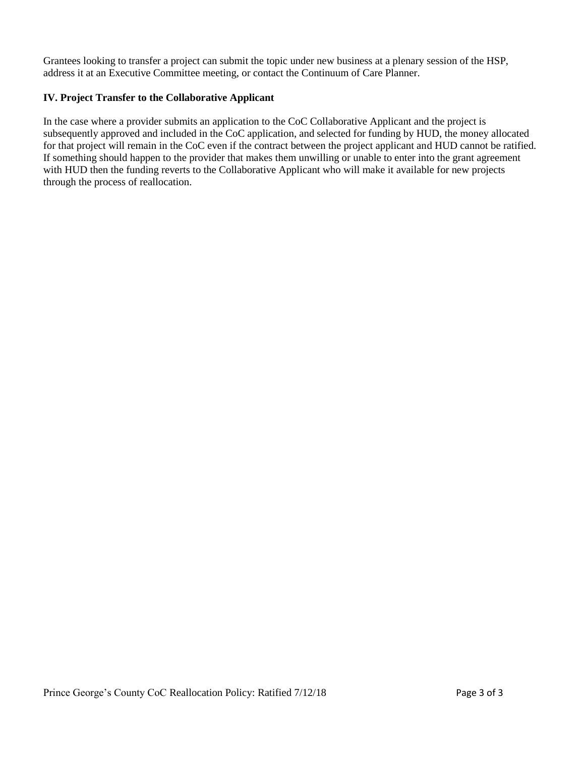Grantees looking to transfer a project can submit the topic under new business at a plenary session of the HSP, address it at an Executive Committee meeting, or contact the Continuum of Care Planner.

### IV. Project Transfer to the Collaborative Applicant

In the case where a provider submits an application to the CoC Collaborative Applicant and the project is subsequently approved and included in the CoC application, and selected for funding by HUD, the money allocated for that project will remain in the CoC even if the contract between the project applicant and HUD cannot be ratified. If something should happen to the provider that makes them unwilling or unable to enter into the grant agreement with HUD then the funding reverts to the Collaborative Applicant who will make it available for new projects through the process of reallocation.